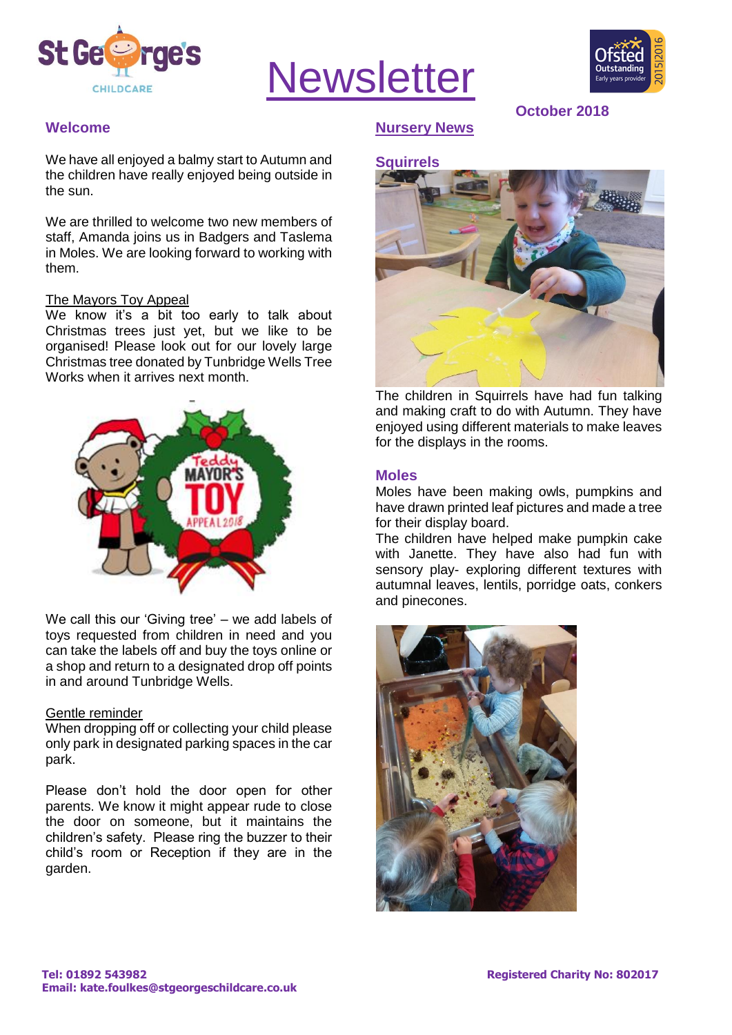# Newsletter

October 2018

## Welcome

We have all enjoyed a balmy start to Autumn and the children have really enjoyed being outside in the sun.

We are thrilled to welcome two new members of staff, Amanda joins us in Badgers and Taslema in Moles. We are looking forward to working with them.

### The Mayors Toy Appeal

We know it's a bit too early to talk about Christmas trees just yet, but we like to be organised! Please look out for our lovely large Christmas tree donated by Tunbridge Wells Tree Works when it arrives next month.

We call this our 'Giving tree' – we add labels of toys requested from children in need and you can take the labels off and buy the toys online or a shop and return to a designated drop off points in and around Tunbridge Wells.

### Gentle reminder

When dropping off or collecting your child please only park in designated parking spaces in the car park.

Please don't hold the door open for other parents. We know it might appear rude to close the door on someone, but it maintains the children's safety. Please ring the buzzer to their child's room or Reception if they are in the garden.

## Nursery News

### Squirrels

The children in Squirrels have had fun talking and making craft to do with Autumn. They have enjoyed using different materials to make leaves for the displays in the rooms.

### Moles

Moles have been making owls, pumpkins and have drawn printed leaf pictures and made a tree for their display board.

The children have helped make pumpkin cake with Janette. They have also had fun with sensory play- exploring different textures with autumnal leaves, lentils, porridge oats, conkers and pinecones.

**Tel: 01892 543982**
**Email: kate.foulkes@stgeorgeschildcare.co.uk**

**Registered Charity No: 802017**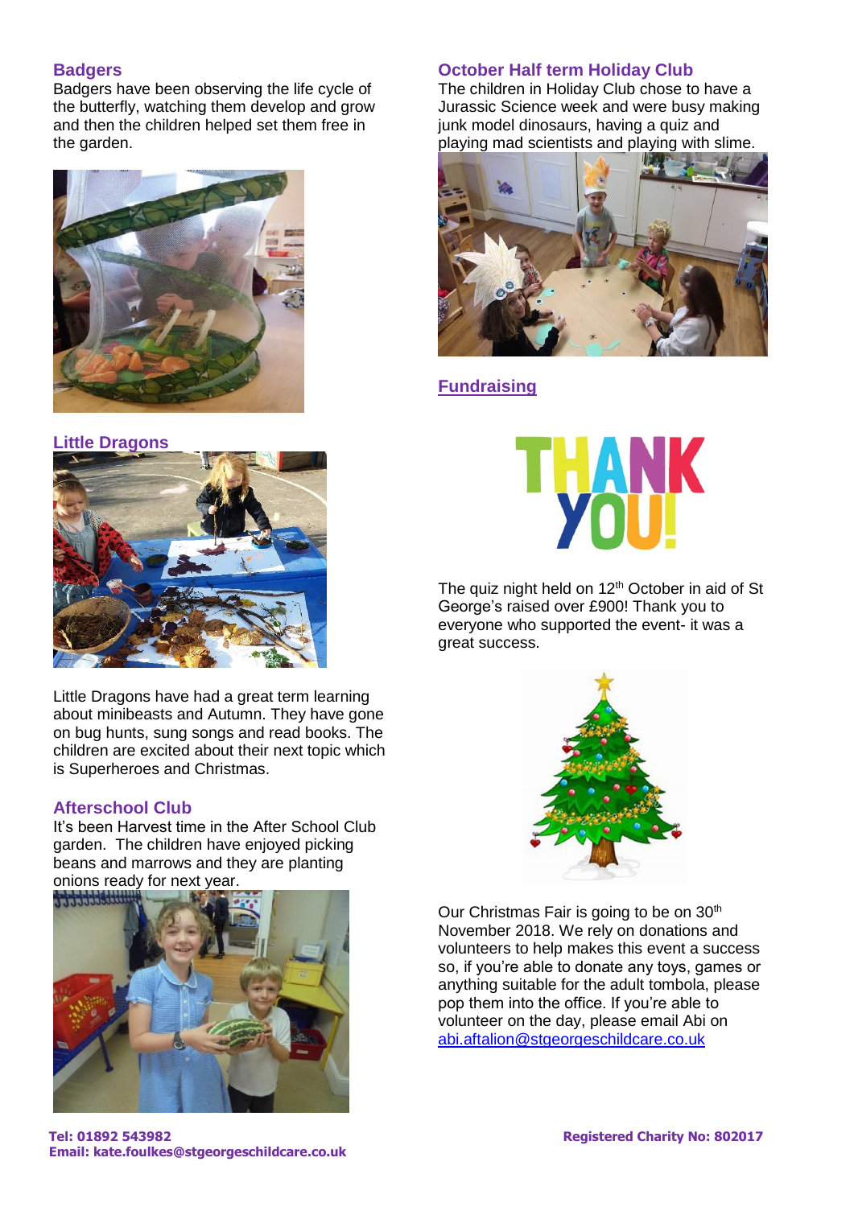## Badgers

Badgers have been observing the life cycle of the butterfly, watching them develop and grow and then the children helped set them free in the garden.

## Little Dragons

Little Dragons have had a great term learning about minibeasts and Autumn. They have gone on bug hunts, sung songs and read books. The children are excited about their next topic which is Superheroes and Christmas.

## Afterschool Club

It's been Harvest time in the After School Club garden. The children have enjoyed picking beans and marrows and they are planting onions ready for next year.

## October Half term Holiday Club

The children in Holiday Club chose to have a Jurassic Science week and were busy making junk model dinosaurs, having a quiz and playing mad scientists and playing with slime.

## Fundraising

THANK YOU!

The quiz night held on 12th October in aid of St George's raised over £900! Thank you to everyone who supported the event- it was a great success.

Our Christmas Fair is going to be on 30th November 2018. We rely on donations and volunteers to help makes this event a success so, if you're able to donate any toys, games or anything suitable for the adult tombola, please pop them into the office. If you're able to volunteer on the day, please email Abi on abi.aftalion@stgeorgeschildcare.co.uk

**Tel: 01892 543982**
**Email: kate.foulkes@stgeorgeschildcare.co.uk**

**Registered Charity No: 802017**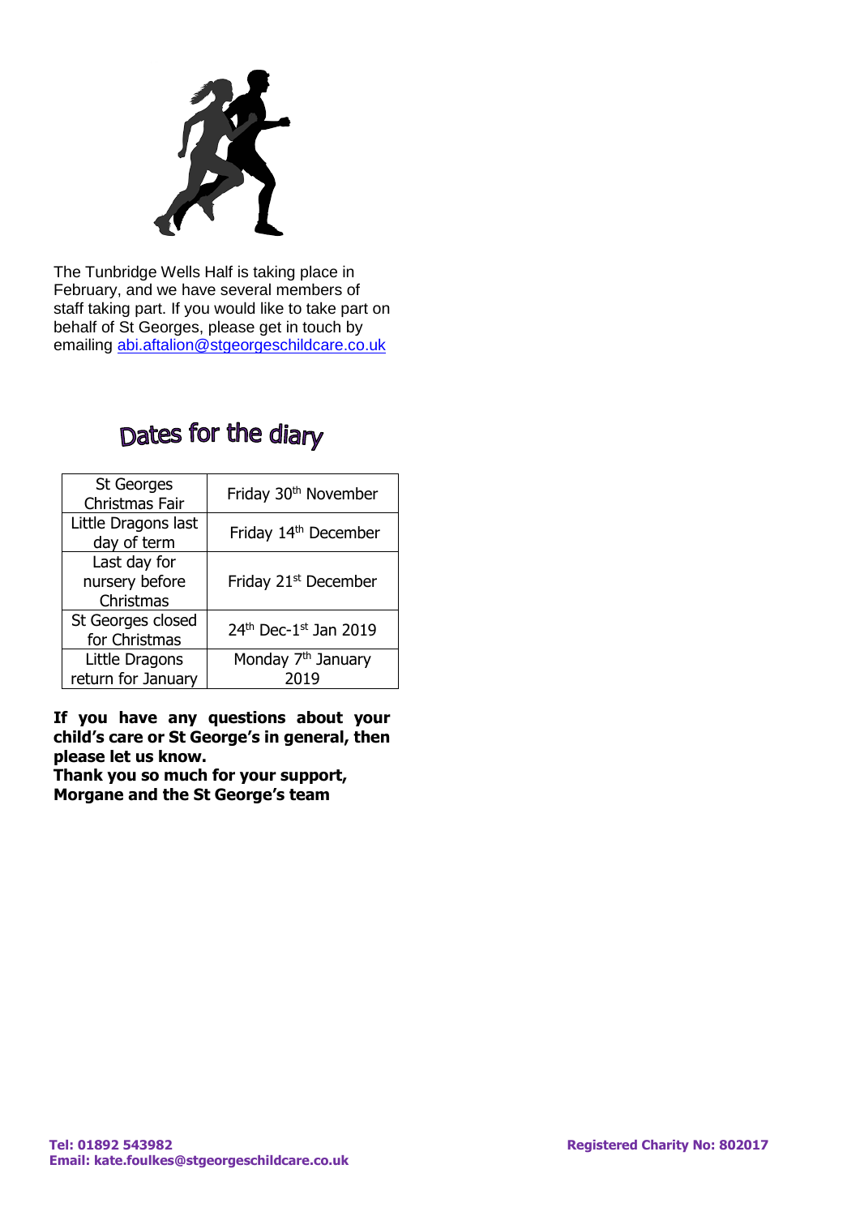The Tunbridge Wells Half is taking place in February, and we have several members of staff taking part. If you would like to take part on behalf of St Georges, please get in touch by emailing abi.aftalion@stgeorgeschildcare.co.uk

## Dates for the diary

| | |
|---|---|
| St Georges Christmas Fair | Friday 30th November |
| Little Dragons last day of term | Friday 14th December |
| Last day for nursery before Christmas | Friday 21st December |
| St Georges closed for Christmas | 24th Dec-1st Jan 2019 |
| Little Dragons return for January | Monday 7th January 2019 |

**If you have any questions about your child's care or St George's in general, then please let us know.**
**Thank you so much for your support,**
**Morgane and the St George's team**

**Tel: 01892 543982**
**Email: kate.foulkes@stgeorgeschildcare.co.uk**

**Registered Charity No: 802017**